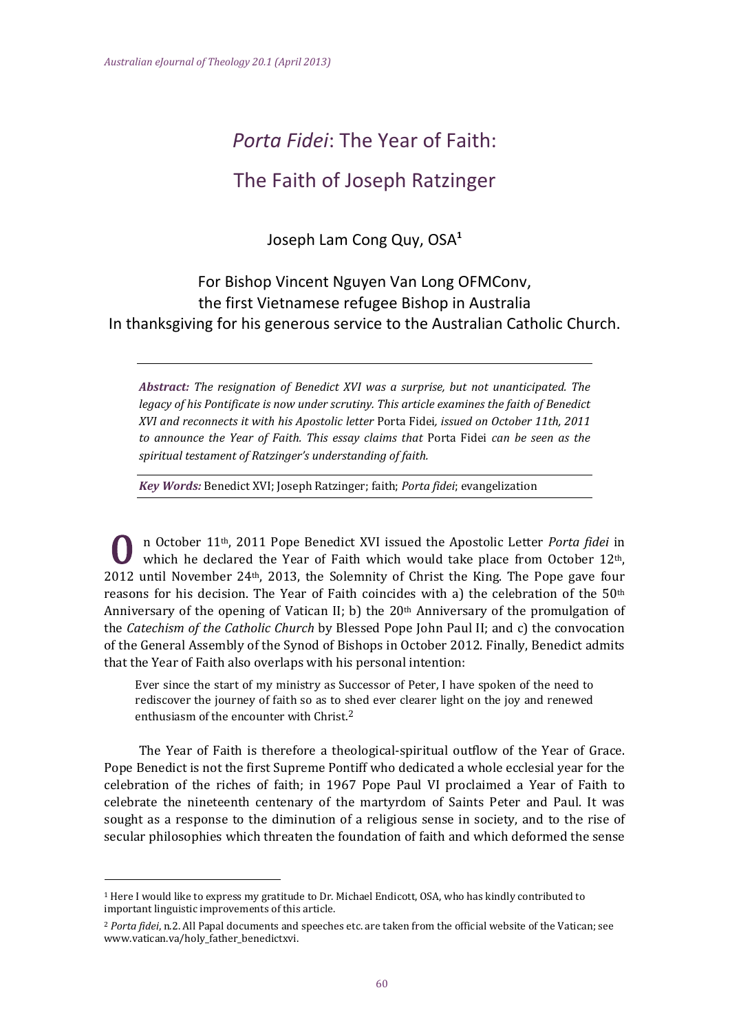# *Porta Fidei*: The Year of Faith: The Faith of Joseph Ratzinger

Joseph Lam Cong Quy, OSA[1]

For Bishop Vincent Nguyen Van Long OFMConv,
the first Vietnamese refugee Bishop in Australia
In thanksgiving for his generous service to the Australian Catholic Church.

***Abstract:*** *The resignation of Benedict XVI was a surprise, but not unanticipated. The legacy of his Pontificate is now under scrutiny. This article examines the faith of Benedict XVI and reconnects it with his Apostolic letter* Porta Fidei*, issued on October 11th, 2011 to announce the Year of Faith. This essay claims that* Porta Fidei *can be seen as the spiritual testament of Ratzinger's understanding of faith.*

***Key Words:*** Benedict XVI; Joseph Ratzinger; faith; *Porta fidei*; evangelization

On October 11th, 2011 Pope Benedict XVI issued the Apostolic Letter *Porta fidei* in which he declared the Year of Faith which would take place from October 12th, 2012 until November 24th, 2013, the Solemnity of Christ the King. The Pope gave four reasons for his decision. The Year of Faith coincides with a) the celebration of the 50th Anniversary of the opening of Vatican II; b) the 20th Anniversary of the promulgation of the *Catechism of the Catholic Church* by Blessed Pope John Paul II; and c) the convocation of the General Assembly of the Synod of Bishops in October 2012. Finally, Benedict admits that the Year of Faith also overlaps with his personal intention:

> Ever since the start of my ministry as Successor of Peter, I have spoken of the need to rediscover the journey of faith so as to shed ever clearer light on the joy and renewed enthusiasm of the encounter with Christ.[2]

The Year of Faith is therefore a theological-spiritual outflow of the Year of Grace. Pope Benedict is not the first Supreme Pontiff who dedicated a whole ecclesial year for the celebration of the riches of faith; in 1967 Pope Paul VI proclaimed a Year of Faith to celebrate the nineteenth centenary of the martyrdom of Saints Peter and Paul. It was sought as a response to the diminution of a religious sense in society, and to the rise of secular philosophies which threaten the foundation of faith and which deformed the sense

---

[1] Here I would like to express my gratitude to Dr. Michael Endicott, OSA, who has kindly contributed to important linguistic improvements of this article.

[2] *Porta fidei*, n.2. All Papal documents and speeches etc. are taken from the official website of the Vatican; see www.vatican.va/holy_father_benedictxvi.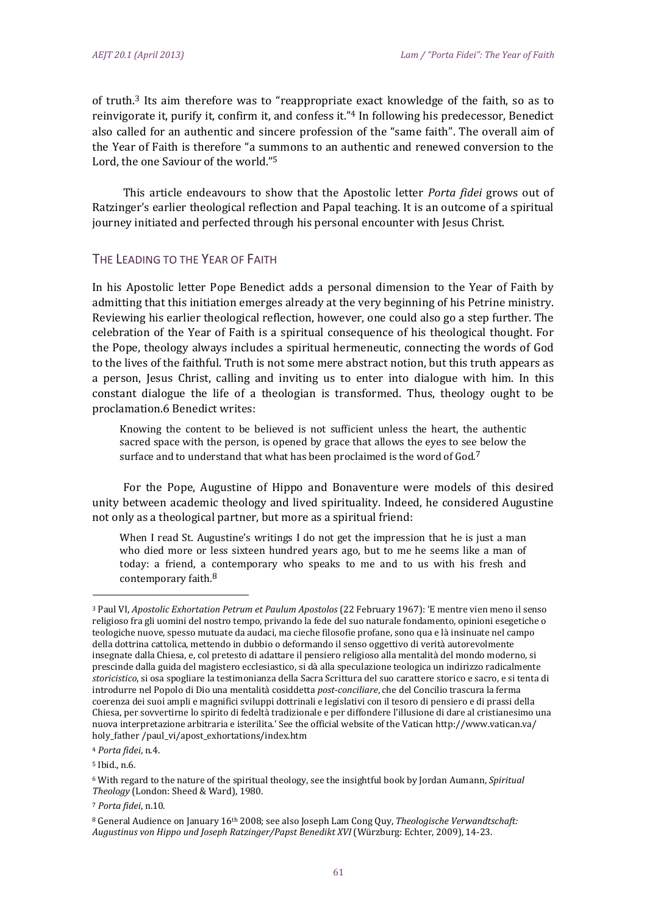of truth.[3] Its aim therefore was to "reappropriate exact knowledge of the faith, so as to reinvigorate it, purify it, confirm it, and confess it."[4] In following his predecessor, Benedict also called for an authentic and sincere profession of the "same faith". The overall aim of the Year of Faith is therefore "a summons to an authentic and renewed conversion to the Lord, the one Saviour of the world."[5]

This article endeavours to show that the Apostolic letter *Porta fidei* grows out of Ratzinger's earlier theological reflection and Papal teaching. It is an outcome of a spiritual journey initiated and perfected through his personal encounter with Jesus Christ.

## The Leading to the Year of Faith

In his Apostolic letter Pope Benedict adds a personal dimension to the Year of Faith by admitting that this initiation emerges already at the very beginning of his Petrine ministry. Reviewing his earlier theological reflection, however, one could also go a step further. The celebration of the Year of Faith is a spiritual consequence of his theological thought. For the Pope, theology always includes a spiritual hermeneutic, connecting the words of God to the lives of the faithful. Truth is not some mere abstract notion, but this truth appears as a person, Jesus Christ, calling and inviting us to enter into dialogue with him. In this constant dialogue the life of a theologian is transformed. Thus, theology ought to be proclamation.[6] Benedict writes:

> Knowing the content to be believed is not sufficient unless the heart, the authentic sacred space with the person, is opened by grace that allows the eyes to see below the surface and to understand that what has been proclaimed is the word of God.[7]

For the Pope, Augustine of Hippo and Bonaventure were models of this desired unity between academic theology and lived spirituality. Indeed, he considered Augustine not only as a theological partner, but more as a spiritual friend:

> When I read St. Augustine's writings I do not get the impression that he is just a man who died more or less sixteen hundred years ago, but to me he seems like a man of today: a friend, a contemporary who speaks to me and to us with his fresh and contemporary faith.[8]

---

[3] Paul VI, *Apostolic Exhortation Petrum et Paulum Apostolos* (22 February 1967): 'E mentre vien meno il senso religioso fra gli uomini del nostro tempo, privando la fede del suo naturale fondamento, opinioni esegetiche o teologiche nuove, spesso mutuate da audaci, ma cieche filosofie profane, sono qua e là insinuate nel campo della dottrina cattolica, mettendo in dubbio o deformando il senso oggettivo di verità autorevolmente insegnate dalla Chiesa, e, col pretesto di adattare il pensiero religioso alla mentalità del mondo moderno, si prescinde dalla guida del magistero ecclesiastico, si dà alla speculazione teologica un indirizzo radicalmente *storicistico*, si osa spogliare la testimonianza della Sacra Scrittura del suo carattere storico e sacro, e si tenta di introdurre nel Popolo di Dio una mentalità cosiddetta *post-conciliare*, che del Concilio trascura la ferma coerenza dei suoi ampli e magnifici sviluppi dottrinali e legislativi con il tesoro di pensiero e di prassi della Chiesa, per sovvertirne lo spirito di fedeltà tradizionale e per diffondere l'illusione di dare al cristianesimo una nuova interpretazione arbitraria e isterilita.' See the official website of the Vatican http://www.vatican.va/holy_father /paul_vi/apost_exhortations/index.htm

[4] *Porta fidei*, n.4.

[5] Ibid., n.6.

[6] With regard to the nature of the spiritual theology, see the insightful book by Jordan Aumann, *Spiritual Theology* (London: Sheed & Ward), 1980.

[7] *Porta fidei*, n.10.

[8] General Audience on January 16th 2008; see also Joseph Lam Cong Quy, *Theologische Verwandtschaft: Augustinus von Hippo und Joseph Ratzinger/Papst Benedikt XVI* (Würzburg: Echter, 2009), 14-23.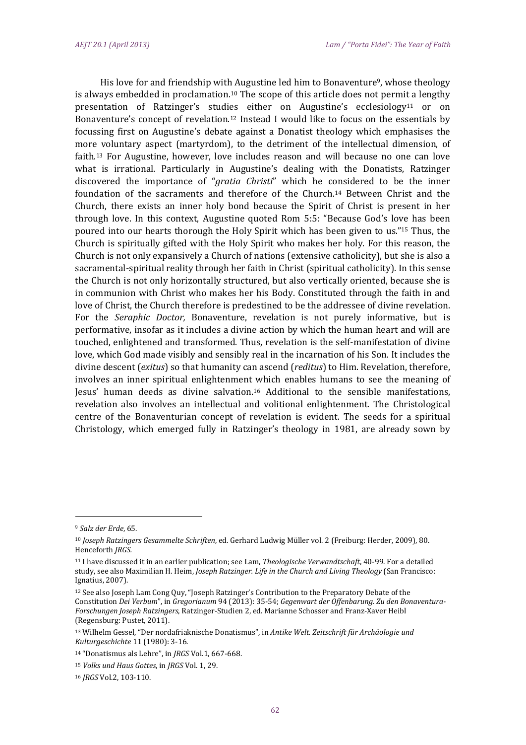His love for and friendship with Augustine led him to Bonaventure[9], whose theology is always embedded in proclamation.[10] The scope of this article does not permit a lengthy presentation of Ratzinger's studies either on Augustine's ecclesiology[11] or on Bonaventure's concept of revelation.[12] Instead I would like to focus on the essentials by focussing first on Augustine's debate against a Donatist theology which emphasises the more voluntary aspect (martyrdom), to the detriment of the intellectual dimension, of faith.[13] For Augustine, however, love includes reason and will because no one can love what is irrational. Particularly in Augustine's dealing with the Donatists, Ratzinger discovered the importance of "*gratia Christi*" which he considered to be the inner foundation of the sacraments and therefore of the Church.[14] Between Christ and the Church, there exists an inner holy bond because the Spirit of Christ is present in her through love. In this context, Augustine quoted Rom 5:5: "Because God's love has been poured into our hearts thorough the Holy Spirit which has been given to us."[15] Thus, the Church is spiritually gifted with the Holy Spirit who makes her holy. For this reason, the Church is not only expansively a Church of nations (extensive catholicity), but she is also a sacramental-spiritual reality through her faith in Christ (spiritual catholicity). In this sense the Church is not only horizontally structured, but also vertically oriented, because she is in communion with Christ who makes her his Body. Constituted through the faith in and love of Christ, the Church therefore is predestined to be the addressee of divine revelation. For the *Seraphic Doctor,* Bonaventure, revelation is not purely informative, but is performative, insofar as it includes a divine action by which the human heart and will are touched, enlightened and transformed. Thus, revelation is the self-manifestation of divine love, which God made visibly and sensibly real in the incarnation of his Son. It includes the divine descent (*exitus*) so that humanity can ascend (*reditus*) to Him. Revelation, therefore, involves an inner spiritual enlightenment which enables humans to see the meaning of Jesus' human deeds as divine salvation.[16] Additional to the sensible manifestations, revelation also involves an intellectual and volitional enlightenment. The Christological centre of the Bonaventurian concept of revelation is evident. The seeds for a spiritual Christology, which emerged fully in Ratzinger's theology in 1981, are already sown by

---

[9] *Salz der Erde*, 65.

[10] *Joseph Ratzingers Gesammelte Schriften*, ed. Gerhard Ludwig Müller vol. 2 (Freiburg: Herder, 2009), 80. Henceforth *JRGS*.

[11] I have discussed it in an earlier publication; see Lam, *Theologische Verwandtschaft*, 40-99. For a detailed study, see also Maximilian H. Heim, *Joseph Ratzinger. Life in the Church and Living Theology* (San Francisco: Ignatius, 2007).

[12] See also Joseph Lam Cong Quy, "Joseph Ratzinger's Contribution to the Preparatory Debate of the Constitution *Dei Verbum*", in *Gregorianum* 94 (2013): 35-54; *Gegenwart der Offenbarung. Zu den Bonaventura-Forschungen Joseph Ratzingers*, Ratzinger-Studien 2, ed. Marianne Schosser and Franz-Xaver Heibl (Regensburg: Pustet, 2011).

[13] Wilhelm Gessel, "Der nordafriaknische Donatismus", in *Antike Welt. Zeitschrift für Archäologie und Kulturgeschichte* 11 (1980): 3-16.

[14] "Donatismus als Lehre", in *JRGS* Vol.1, 667-668.

[15] *Volks und Haus Gottes*, in *JRGS* Vol. 1, 29.

[16] *JRGS* Vol.2, 103-110.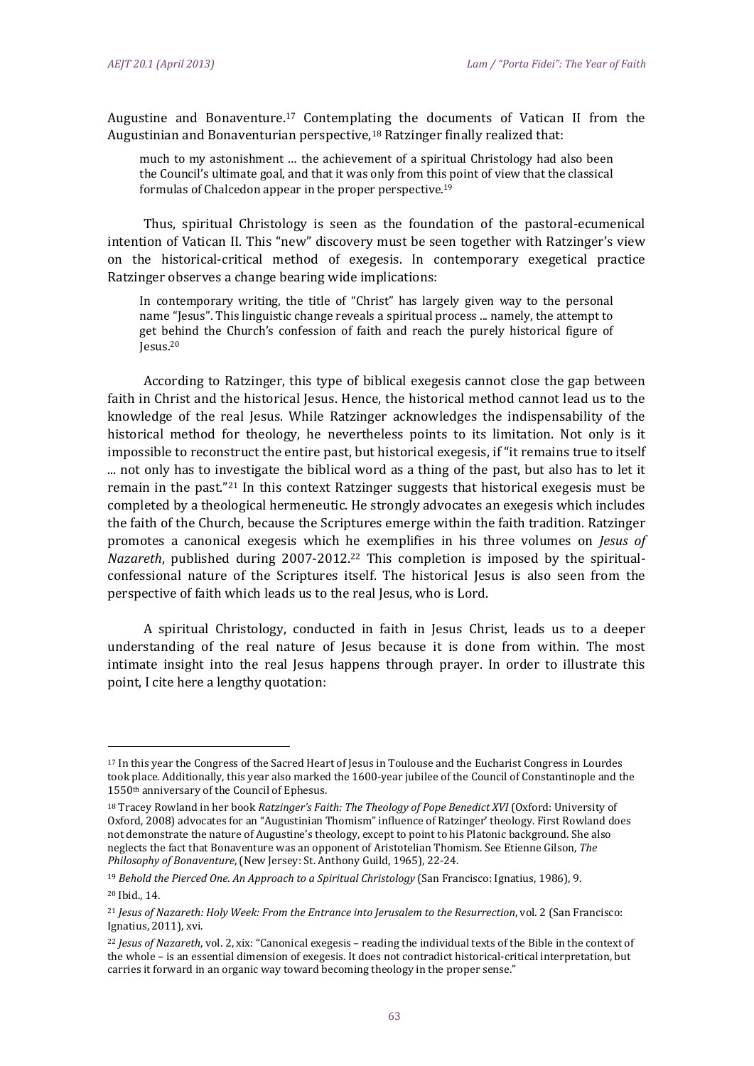Augustine and Bonaventure.[17] Contemplating the documents of Vatican II from the Augustinian and Bonaventurian perspective,[18] Ratzinger finally realized that:

> much to my astonishment … the achievement of a spiritual Christology had also been the Council's ultimate goal, and that it was only from this point of view that the classical formulas of Chalcedon appear in the proper perspective.[19]

Thus, spiritual Christology is seen as the foundation of the pastoral-ecumenical intention of Vatican II. This "new" discovery must be seen together with Ratzinger's view on the historical-critical method of exegesis. In contemporary exegetical practice Ratzinger observes a change bearing wide implications:

> In contemporary writing, the title of "Christ" has largely given way to the personal name "Jesus". This linguistic change reveals a spiritual process ... namely, the attempt to get behind the Church's confession of faith and reach the purely historical figure of Jesus.[20]

According to Ratzinger, this type of biblical exegesis cannot close the gap between faith in Christ and the historical Jesus. Hence, the historical method cannot lead us to the knowledge of the real Jesus. While Ratzinger acknowledges the indispensability of the historical method for theology, he nevertheless points to its limitation. Not only is it impossible to reconstruct the entire past, but historical exegesis, if "it remains true to itself ... not only has to investigate the biblical word as a thing of the past, but also has to let it remain in the past."[21] In this context Ratzinger suggests that historical exegesis must be completed by a theological hermeneutic. He strongly advocates an exegesis which includes the faith of the Church, because the Scriptures emerge within the faith tradition. Ratzinger promotes a canonical exegesis which he exemplifies in his three volumes on *Jesus of Nazareth*, published during 2007-2012.[22] This completion is imposed by the spiritual-confessional nature of the Scriptures itself. The historical Jesus is also seen from the perspective of faith which leads us to the real Jesus, who is Lord.

A spiritual Christology, conducted in faith in Jesus Christ, leads us to a deeper understanding of the real nature of Jesus because it is done from within. The most intimate insight into the real Jesus happens through prayer. In order to illustrate this point, I cite here a lengthy quotation:

---

[17] In this year the Congress of the Sacred Heart of Jesus in Toulouse and the Eucharist Congress in Lourdes took place. Additionally, this year also marked the 1600-year jubilee of the Council of Constantinople and the 1550th anniversary of the Council of Ephesus.

[18] Tracey Rowland in her book *Ratzinger's Faith: The Theology of Pope Benedict XVI* (Oxford: University of Oxford, 2008) advocates for an "Augustinian Thomism" influence of Ratzinger' theology. First Rowland does not demonstrate the nature of Augustine's theology, except to point to his Platonic background. She also neglects the fact that Bonaventure was an opponent of Aristotelian Thomism. See Etienne Gilson, *The Philosophy of Bonaventure*, (New Jersey: St. Anthony Guild, 1965), 22-24.

[19] *Behold the Pierced One. An Approach to a Spiritual Christology* (San Francisco: Ignatius, 1986), 9.

[20] Ibid., 14.

[21] *Jesus of Nazareth: Holy Week: From the Entrance into Jerusalem to the Resurrection*, vol. 2 (San Francisco: Ignatius, 2011), xvi.

[22] *Jesus of Nazareth*, vol. 2, xix: "Canonical exegesis – reading the individual texts of the Bible in the context of the whole – is an essential dimension of exegesis. It does not contradict historical-critical interpretation, but carries it forward in an organic way toward becoming theology in the proper sense."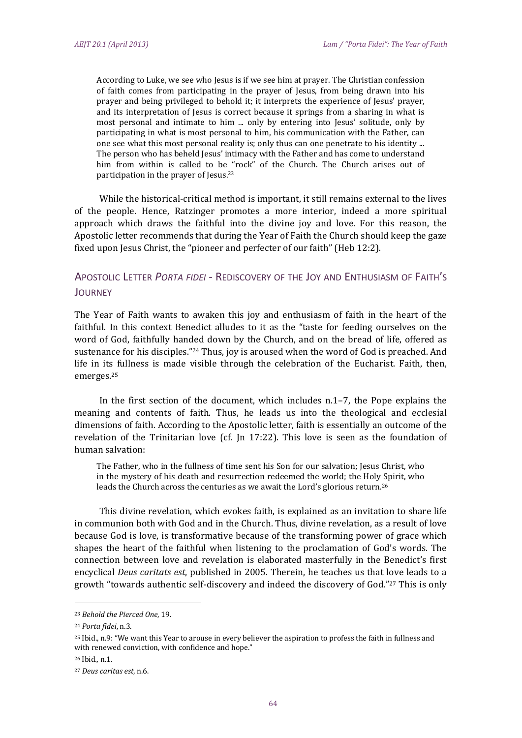> According to Luke, we see who Jesus is if we see him at prayer. The Christian confession of faith comes from participating in the prayer of Jesus, from being drawn into his prayer and being privileged to behold it; it interprets the experience of Jesus' prayer, and its interpretation of Jesus is correct because it springs from a sharing in what is most personal and intimate to him ... only by entering into Jesus' solitude, only by participating in what is most personal to him, his communication with the Father, can one see what this most personal reality is; only thus can one penetrate to his identity ... The person who has beheld Jesus' intimacy with the Father and has come to understand him from within is called to be "rock" of the Church. The Church arises out of participation in the prayer of Jesus.[23]

While the historical-critical method is important, it still remains external to the lives of the people. Hence, Ratzinger promotes a more interior, indeed a more spiritual approach which draws the faithful into the divine joy and love. For this reason, the Apostolic letter recommends that during the Year of Faith the Church should keep the gaze fixed upon Jesus Christ, the "pioneer and perfecter of our faith" (Heb 12:2).

## Apostolic Letter *Porta fidei* - Rediscovery of the Joy and Enthusiasm of Faith's Journey

The Year of Faith wants to awaken this joy and enthusiasm of faith in the heart of the faithful. In this context Benedict alludes to it as the "taste for feeding ourselves on the word of God, faithfully handed down by the Church, and on the bread of life, offered as sustenance for his disciples."[24] Thus, joy is aroused when the word of God is preached. And life in its fullness is made visible through the celebration of the Eucharist. Faith, then, emerges.[25]

In the first section of the document, which includes n.1–7, the Pope explains the meaning and contents of faith. Thus, he leads us into the theological and ecclesial dimensions of faith. According to the Apostolic letter, faith is essentially an outcome of the revelation of the Trinitarian love (cf. Jn 17:22). This love is seen as the foundation of human salvation:

> The Father, who in the fullness of time sent his Son for our salvation; Jesus Christ, who in the mystery of his death and resurrection redeemed the world; the Holy Spirit, who leads the Church across the centuries as we await the Lord's glorious return.[26]

This divine revelation, which evokes faith, is explained as an invitation to share life in communion both with God and in the Church. Thus, divine revelation, as a result of love because God is love, is transformative because of the transforming power of grace which shapes the heart of the faithful when listening to the proclamation of God's words. The connection between love and revelation is elaborated masterfully in the Benedict's first encyclical *Deus caritats est*, published in 2005. Therein, he teaches us that love leads to a growth "towards authentic self-discovery and indeed the discovery of God."[27] This is only

---

[23] *Behold the Pierced One*, 19.

[24] *Porta fidei*, n.3.

[25] Ibid., n.9: "We want this Year to arouse in every believer the aspiration to profess the faith in fullness and with renewed conviction, with confidence and hope."

[26] Ibid., n.1.

[27] *Deus caritas est*, n.6.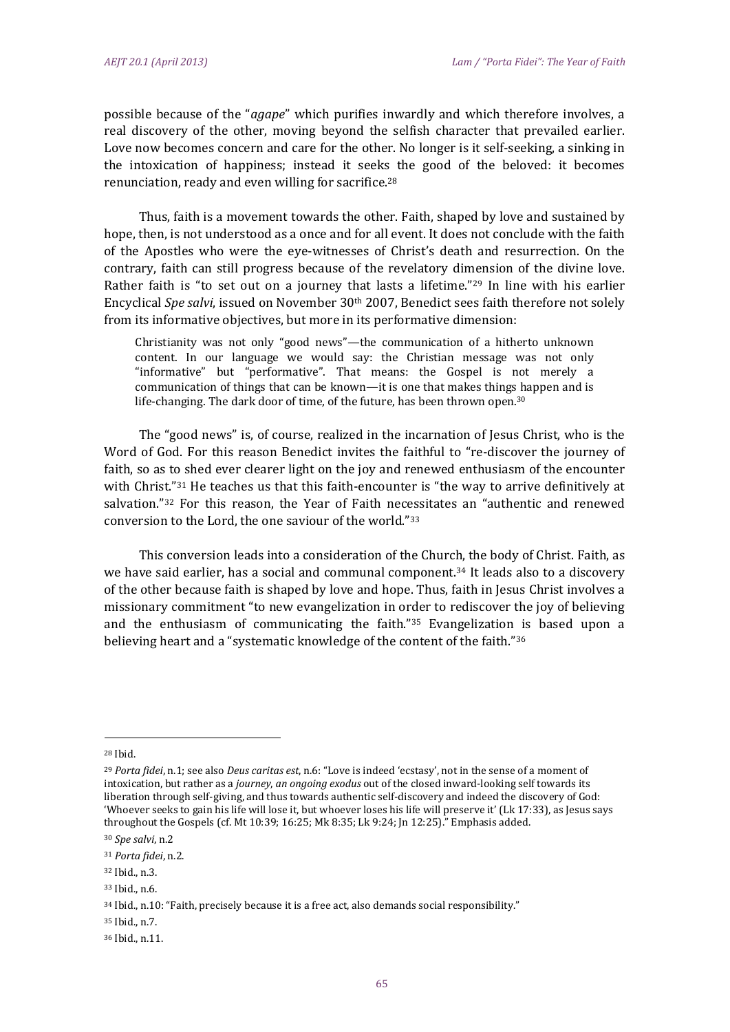possible because of the "*agape*" which purifies inwardly and which therefore involves, a real discovery of the other, moving beyond the selfish character that prevailed earlier. Love now becomes concern and care for the other. No longer is it self-seeking, a sinking in the intoxication of happiness; instead it seeks the good of the beloved: it becomes renunciation, ready and even willing for sacrifice.[28]

Thus, faith is a movement towards the other. Faith, shaped by love and sustained by hope, then, is not understood as a once and for all event. It does not conclude with the faith of the Apostles who were the eye-witnesses of Christ's death and resurrection. On the contrary, faith can still progress because of the revelatory dimension of the divine love. Rather faith is "to set out on a journey that lasts a lifetime."[29] In line with his earlier Encyclical *Spe salvi*, issued on November 30th 2007, Benedict sees faith therefore not solely from its informative objectives, but more in its performative dimension:

> Christianity was not only "good news"—the communication of a hitherto unknown content. In our language we would say: the Christian message was not only "informative" but "performative". That means: the Gospel is not merely a communication of things that can be known—it is one that makes things happen and is life-changing. The dark door of time, of the future, has been thrown open.[30]

The "good news" is, of course, realized in the incarnation of Jesus Christ, who is the Word of God. For this reason Benedict invites the faithful to "re-discover the journey of faith, so as to shed ever clearer light on the joy and renewed enthusiasm of the encounter with Christ."[31] He teaches us that this faith-encounter is "the way to arrive definitively at salvation."[32] For this reason, the Year of Faith necessitates an "authentic and renewed conversion to the Lord, the one saviour of the world."[33]

This conversion leads into a consideration of the Church, the body of Christ. Faith, as we have said earlier, has a social and communal component.[34] It leads also to a discovery of the other because faith is shaped by love and hope. Thus, faith in Jesus Christ involves a missionary commitment "to new evangelization in order to rediscover the joy of believing and the enthusiasm of communicating the faith."[35] Evangelization is based upon a believing heart and a "systematic knowledge of the content of the faith."[36]

---

[28] Ibid.

[29] *Porta fidei*, n.1; see also *Deus caritas est*, n.6: "Love is indeed 'ecstasy', not in the sense of a moment of intoxication, but rather as a *journey, an ongoing exodus* out of the closed inward-looking self towards its liberation through self-giving, and thus towards authentic self-discovery and indeed the discovery of God: 'Whoever seeks to gain his life will lose it, but whoever loses his life will preserve it' (Lk 17:33), as Jesus says throughout the Gospels (cf. Mt 10:39; 16:25; Mk 8:35; Lk 9:24; Jn 12:25)." Emphasis added.

[30] *Spe salvi*, n.2

[31] *Porta fidei*, n.2.

[32] Ibid., n.3.

[33] Ibid., n.6.

[34] Ibid., n.10: "Faith, precisely because it is a free act, also demands social responsibility."

[35] Ibid., n.7.

[36] Ibid., n.11.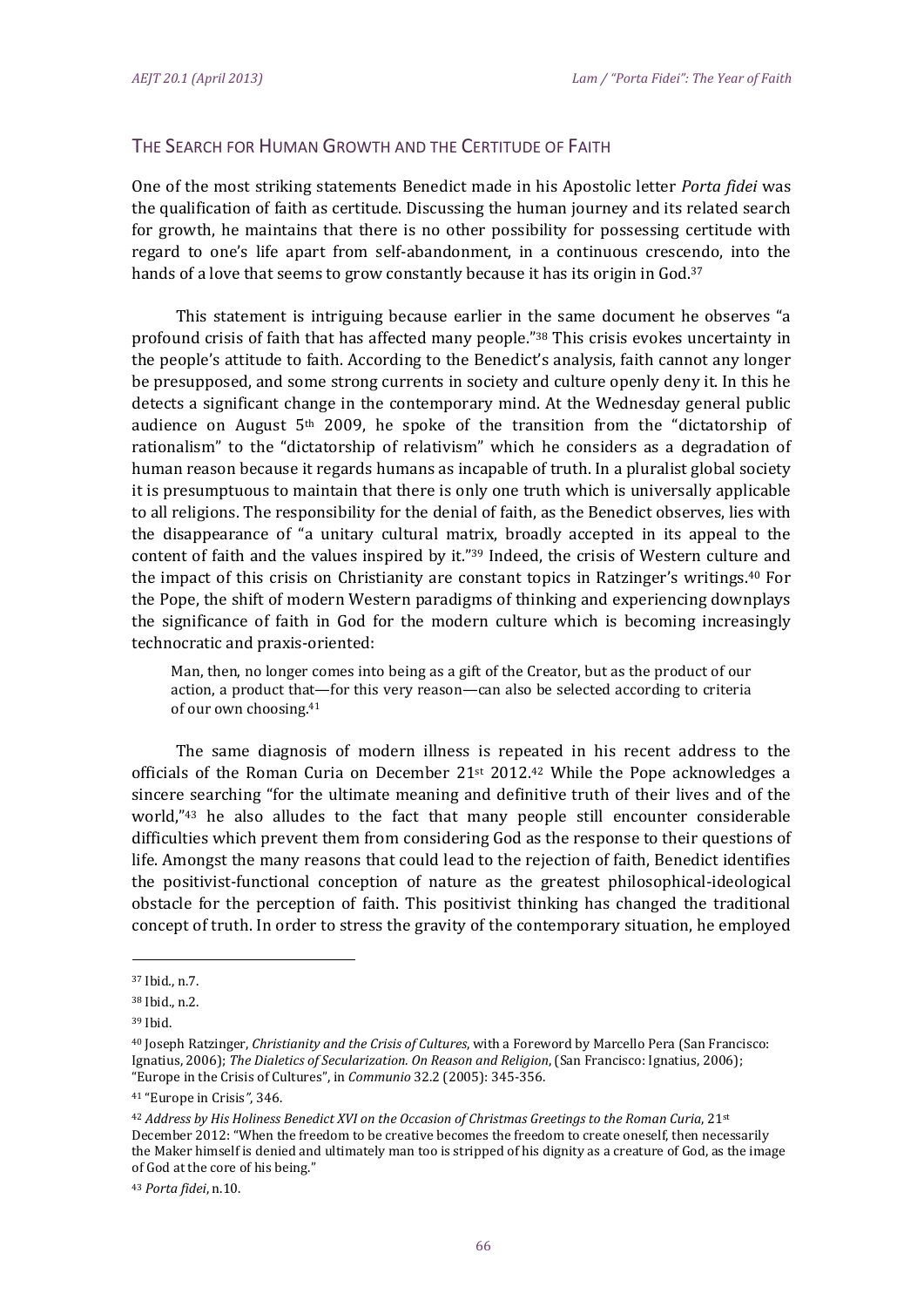## The Search for Human Growth and the Certitude of Faith

One of the most striking statements Benedict made in his Apostolic letter *Porta fidei* was the qualification of faith as certitude. Discussing the human journey and its related search for growth, he maintains that there is no other possibility for possessing certitude with regard to one's life apart from self-abandonment, in a continuous crescendo, into the hands of a love that seems to grow constantly because it has its origin in God.[37]

This statement is intriguing because earlier in the same document he observes "a profound crisis of faith that has affected many people."[38] This crisis evokes uncertainty in the people's attitude to faith. According to the Benedict's analysis, faith cannot any longer be presupposed, and some strong currents in society and culture openly deny it. In this he detects a significant change in the contemporary mind. At the Wednesday general public audience on August 5th 2009, he spoke of the transition from the "dictatorship of rationalism" to the "dictatorship of relativism" which he considers as a degradation of human reason because it regards humans as incapable of truth. In a pluralist global society it is presumptuous to maintain that there is only one truth which is universally applicable to all religions. The responsibility for the denial of faith, as the Benedict observes, lies with the disappearance of "a unitary cultural matrix, broadly accepted in its appeal to the content of faith and the values inspired by it."[39] Indeed, the crisis of Western culture and the impact of this crisis on Christianity are constant topics in Ratzinger's writings.[40] For the Pope, the shift of modern Western paradigms of thinking and experiencing downplays the significance of faith in God for the modern culture which is becoming increasingly technocratic and praxis-oriented:

> Man, then, no longer comes into being as a gift of the Creator, but as the product of our action, a product that—for this very reason—can also be selected according to criteria of our own choosing.[41]

The same diagnosis of modern illness is repeated in his recent address to the officials of the Roman Curia on December 21st 2012.[42] While the Pope acknowledges a sincere searching "for the ultimate meaning and definitive truth of their lives and of the world,"[43] he also alludes to the fact that many people still encounter considerable difficulties which prevent them from considering God as the response to their questions of life. Amongst the many reasons that could lead to the rejection of faith, Benedict identifies the positivist-functional conception of nature as the greatest philosophical-ideological obstacle for the perception of faith. This positivist thinking has changed the traditional concept of truth. In order to stress the gravity of the contemporary situation, he employed

---

[37] Ibid., n.7.

[38] Ibid., n.2.

[39] Ibid.

[40] Joseph Ratzinger, *Christianity and the Crisis of Cultures*, with a Foreword by Marcello Pera (San Francisco: Ignatius, 2006); *The Dialetics of Secularization. On Reason and Religion*, (San Francisco: Ignatius, 2006); "Europe in the Crisis of Cultures", in *Communio* 32.2 (2005): 345-356.

[41] "Europe in Crisis", 346.

[42] *Address by His Holiness Benedict XVI on the Occasion of Christmas Greetings to the Roman Curia*, 21st December 2012: "When the freedom to be creative becomes the freedom to create oneself, then necessarily the Maker himself is denied and ultimately man too is stripped of his dignity as a creature of God, as the image of God at the core of his being."

[43] *Porta fidei*, n.10.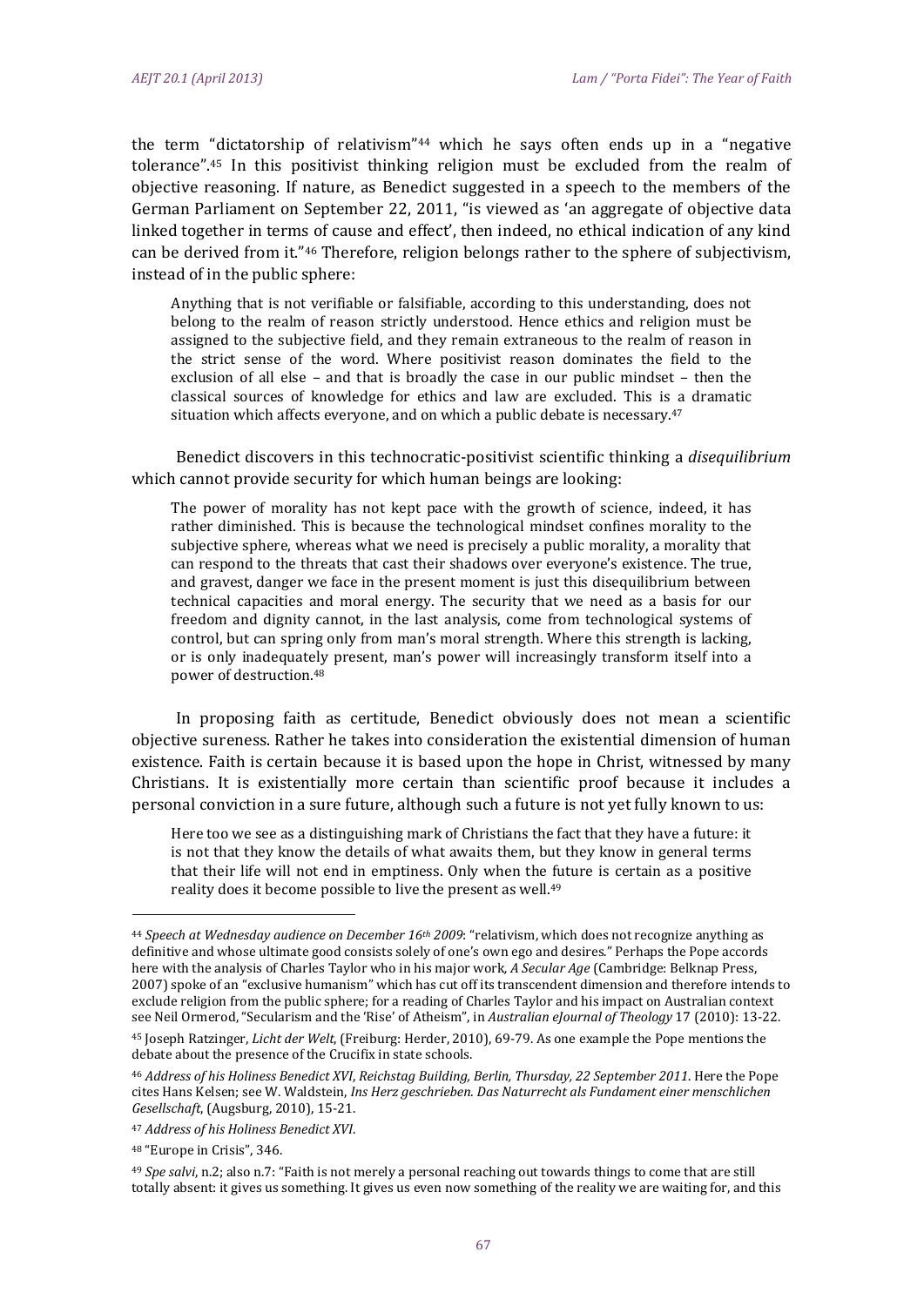the term "dictatorship of relativism"[44] which he says often ends up in a "negative tolerance".[45] In this positivist thinking religion must be excluded from the realm of objective reasoning. If nature, as Benedict suggested in a speech to the members of the German Parliament on September 22, 2011, "is viewed as 'an aggregate of objective data linked together in terms of cause and effect', then indeed, no ethical indication of any kind can be derived from it."[46] Therefore, religion belongs rather to the sphere of subjectivism, instead of in the public sphere:

> Anything that is not verifiable or falsifiable, according to this understanding, does not belong to the realm of reason strictly understood. Hence ethics and religion must be assigned to the subjective field, and they remain extraneous to the realm of reason in the strict sense of the word. Where positivist reason dominates the field to the exclusion of all else – and that is broadly the case in our public mindset – then the classical sources of knowledge for ethics and law are excluded. This is a dramatic situation which affects everyone, and on which a public debate is necessary.[47]

Benedict discovers in this technocratic-positivist scientific thinking a *disequilibrium* which cannot provide security for which human beings are looking:

> The power of morality has not kept pace with the growth of science, indeed, it has rather diminished. This is because the technological mindset confines morality to the subjective sphere, whereas what we need is precisely a public morality, a morality that can respond to the threats that cast their shadows over everyone's existence. The true, and gravest, danger we face in the present moment is just this disequilibrium between technical capacities and moral energy. The security that we need as a basis for our freedom and dignity cannot, in the last analysis, come from technological systems of control, but can spring only from man's moral strength. Where this strength is lacking, or is only inadequately present, man's power will increasingly transform itself into a power of destruction.[48]

In proposing faith as certitude, Benedict obviously does not mean a scientific objective sureness. Rather he takes into consideration the existential dimension of human existence. Faith is certain because it is based upon the hope in Christ, witnessed by many Christians. It is existentially more certain than scientific proof because it includes a personal conviction in a sure future, although such a future is not yet fully known to us:

> Here too we see as a distinguishing mark of Christians the fact that they have a future: it is not that they know the details of what awaits them, but they know in general terms that their life will not end in emptiness. Only when the future is certain as a positive reality does it become possible to live the present as well.[49]

---

[44] *Speech at Wednesday audience on December 16th 2009*: "relativism, which does not recognize anything as definitive and whose ultimate good consists solely of one's own ego and desires." Perhaps the Pope accords here with the analysis of Charles Taylor who in his major work, *A Secular Age* (Cambridge: Belknap Press, 2007) spoke of an "exclusive humanism" which has cut off its transcendent dimension and therefore intends to exclude religion from the public sphere; for a reading of Charles Taylor and his impact on Australian context see Neil Ormerod, "Secularism and the 'Rise' of Atheism", in *Australian eJournal of Theology* 17 (2010): 13-22.

[45] Joseph Ratzinger, *Licht der Welt*, (Freiburg: Herder, 2010), 69-79. As one example the Pope mentions the debate about the presence of the Crucifix in state schools.

[46] *Address of his Holiness Benedict XVI*, *Reichstag Building, Berlin, Thursday, 22 September 2011*. Here the Pope cites Hans Kelsen; see W. Waldstein, *Ins Herz geschrieben. Das Naturrecht als Fundament einer menschlichen Gesellschaft*, (Augsburg, 2010), 15-21.

[47] *Address of his Holiness Benedict XVI*.

[48] "Europe in Crisis", 346.

[49] *Spe salvi*, n.2; also n.7: "Faith is not merely a personal reaching out towards things to come that are still totally absent: it gives us something. It gives us even now something of the reality we are waiting for, and this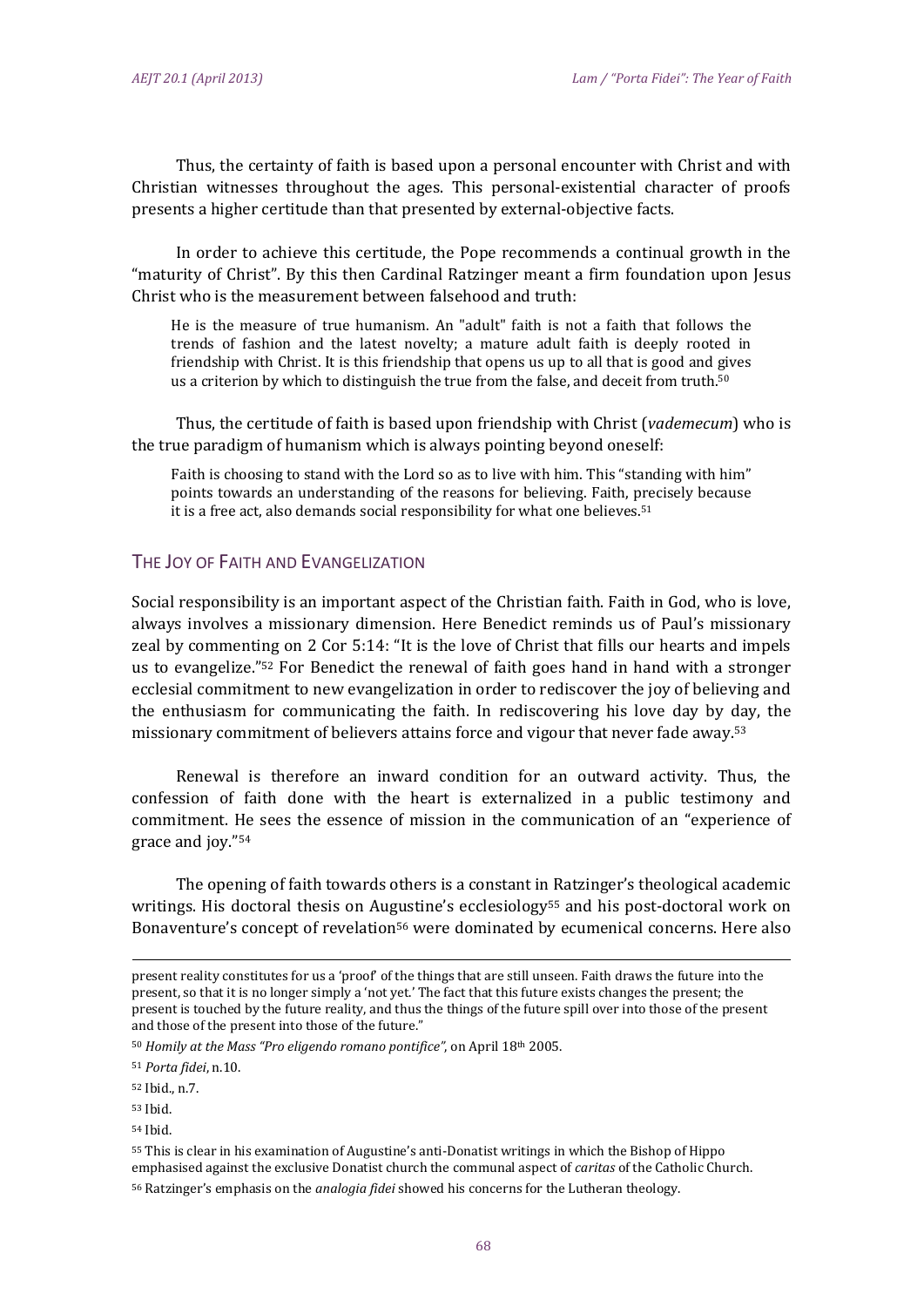Thus, the certainty of faith is based upon a personal encounter with Christ and with Christian witnesses throughout the ages. This personal-existential character of proofs presents a higher certitude than that presented by external-objective facts.

In order to achieve this certitude, the Pope recommends a continual growth in the "maturity of Christ". By this then Cardinal Ratzinger meant a firm foundation upon Jesus Christ who is the measurement between falsehood and truth:

> He is the measure of true humanism. An "adult" faith is not a faith that follows the trends of fashion and the latest novelty; a mature adult faith is deeply rooted in friendship with Christ. It is this friendship that opens us up to all that is good and gives us a criterion by which to distinguish the true from the false, and deceit from truth.[50]

Thus, the certitude of faith is based upon friendship with Christ (*vademecum*) who is the true paradigm of humanism which is always pointing beyond oneself:

> Faith is choosing to stand with the Lord so as to live with him. This "standing with him" points towards an understanding of the reasons for believing. Faith, precisely because it is a free act, also demands social responsibility for what one believes.[51]

## The Joy of Faith and Evangelization

Social responsibility is an important aspect of the Christian faith. Faith in God, who is love, always involves a missionary dimension. Here Benedict reminds us of Paul's missionary zeal by commenting on 2 Cor 5:14: "It is the love of Christ that fills our hearts and impels us to evangelize."[52] For Benedict the renewal of faith goes hand in hand with a stronger ecclesial commitment to new evangelization in order to rediscover the joy of believing and the enthusiasm for communicating the faith. In rediscovering his love day by day, the missionary commitment of believers attains force and vigour that never fade away.[53]

Renewal is therefore an inward condition for an outward activity. Thus, the confession of faith done with the heart is externalized in a public testimony and commitment. He sees the essence of mission in the communication of an "experience of grace and joy."[54]

The opening of faith towards others is a constant in Ratzinger's theological academic writings. His doctoral thesis on Augustine's ecclesiology[55] and his post-doctoral work on Bonaventure's concept of revelation[56] were dominated by ecumenical concerns. Here also

---

present reality constitutes for us a 'proof' of the things that are still unseen. Faith draws the future into the present, so that it is no longer simply a 'not yet.' The fact that this future exists changes the present; the present is touched by the future reality, and thus the things of the future spill over into those of the present and those of the present into those of the future."

[50] *Homily at the Mass "Pro eligendo romano pontifice"*, on April 18th 2005.

[51] *Porta fidei*, n.10.

[52] Ibid., n.7.

[53] Ibid.

[54] Ibid.

[55] This is clear in his examination of Augustine's anti-Donatist writings in which the Bishop of Hippo emphasised against the exclusive Donatist church the communal aspect of *caritas* of the Catholic Church.

[56] Ratzinger's emphasis on the *analogia fidei* showed his concerns for the Lutheran theology.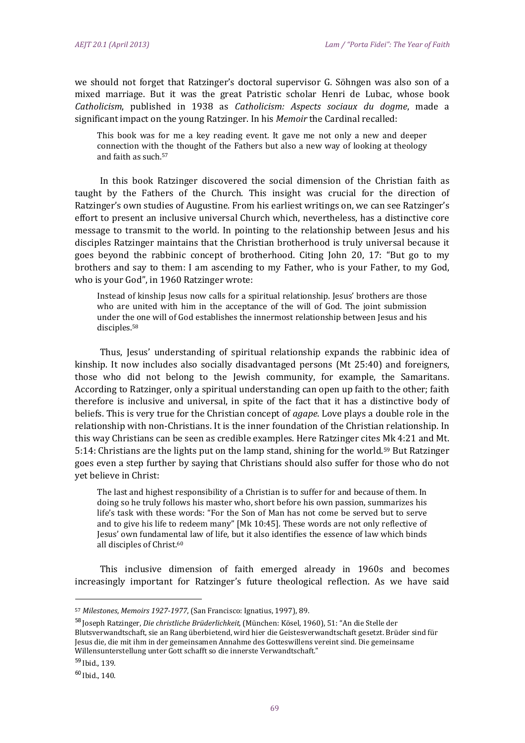we should not forget that Ratzinger's doctoral supervisor G. Söhngen was also son of a mixed marriage. But it was the great Patristic scholar Henri de Lubac, whose book *Catholicism*, published in 1938 as *Catholicism: Aspects sociaux du dogme*, made a significant impact on the young Ratzinger. In his *Memoir* the Cardinal recalled:

> This book was for me a key reading event. It gave me not only a new and deeper connection with the thought of the Fathers but also a new way of looking at theology and faith as such.[57]

In this book Ratzinger discovered the social dimension of the Christian faith as taught by the Fathers of the Church. This insight was crucial for the direction of Ratzinger's own studies of Augustine. From his earliest writings on, we can see Ratzinger's effort to present an inclusive universal Church which, nevertheless, has a distinctive core message to transmit to the world. In pointing to the relationship between Jesus and his disciples Ratzinger maintains that the Christian brotherhood is truly universal because it goes beyond the rabbinic concept of brotherhood. Citing John 20, 17: "But go to my brothers and say to them: I am ascending to my Father, who is your Father, to my God, who is your God", in 1960 Ratzinger wrote:

> Instead of kinship Jesus now calls for a spiritual relationship. Jesus' brothers are those who are united with him in the acceptance of the will of God. The joint submission under the one will of God establishes the innermost relationship between Jesus and his disciples.[58]

Thus, Jesus' understanding of spiritual relationship expands the rabbinic idea of kinship. It now includes also socially disadvantaged persons (Mt 25:40) and foreigners, those who did not belong to the Jewish community, for example, the Samaritans. According to Ratzinger, only a spiritual understanding can open up faith to the other; faith therefore is inclusive and universal, in spite of the fact that it has a distinctive body of beliefs. This is very true for the Christian concept of *agape*. Love plays a double role in the relationship with non-Christians. It is the inner foundation of the Christian relationship. In this way Christians can be seen as credible examples. Here Ratzinger cites Mk 4:21 and Mt. 5:14: Christians are the lights put on the lamp stand, shining for the world.[59] But Ratzinger goes even a step further by saying that Christians should also suffer for those who do not yet believe in Christ:

> The last and highest responsibility of a Christian is to suffer for and because of them. In doing so he truly follows his master who, short before his own passion, summarizes his life's task with these words: "For the Son of Man has not come be served but to serve and to give his life to redeem many" [Mk 10:45]. These words are not only reflective of Jesus' own fundamental law of life, but it also identifies the essence of law which binds all disciples of Christ.[60]

This inclusive dimension of faith emerged already in 1960s and becomes increasingly important for Ratzinger's future theological reflection. As we have said

---

[57] *Milestones, Memoirs 1927-1977*, (San Francisco: Ignatius, 1997), 89.

[58] Joseph Ratzinger, *Die christliche Brüderlichkeit*, (München: Kösel, 1960), 51: "An die Stelle der Blutsverwandtschaft, sie an Rang überbietend, wird hier die Geistesverwandtschaft gesetzt. Brüder sind für Jesus die, die mit ihm in der gemeinsamen Annahme des Gotteswillens vereint sind. Die gemeinsame Willensunterstellung unter Gott schafft so die innerste Verwandtschaft."

[59] Ibid., 139.

[60] Ibid., 140.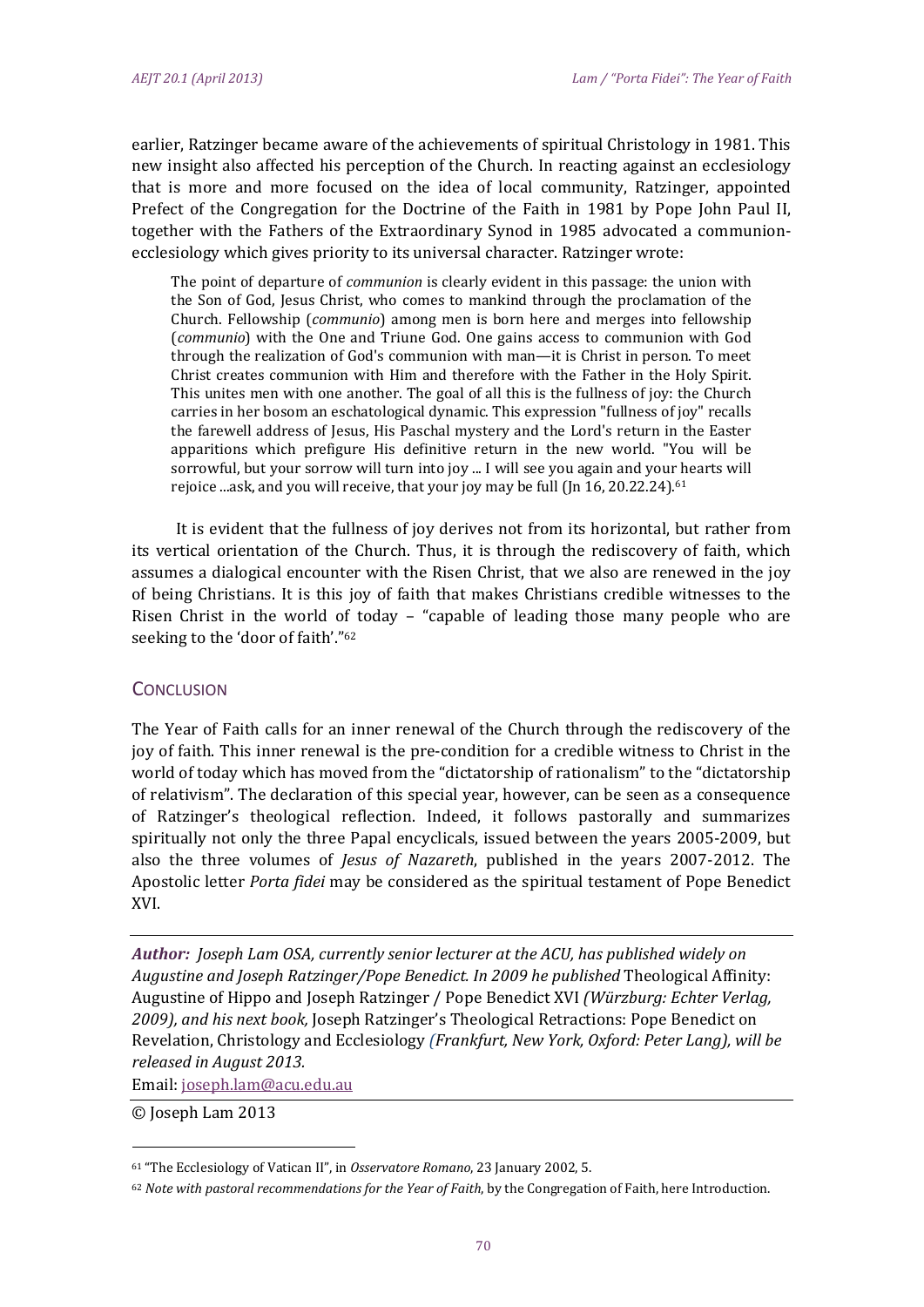earlier, Ratzinger became aware of the achievements of spiritual Christology in 1981. This new insight also affected his perception of the Church. In reacting against an ecclesiology that is more and more focused on the idea of local community, Ratzinger, appointed Prefect of the Congregation for the Doctrine of the Faith in 1981 by Pope John Paul II, together with the Fathers of the Extraordinary Synod in 1985 advocated a communion-ecclesiology which gives priority to its universal character. Ratzinger wrote:

> The point of departure of *communion* is clearly evident in this passage: the union with the Son of God, Jesus Christ, who comes to mankind through the proclamation of the Church. Fellowship (*communio*) among men is born here and merges into fellowship (*communio*) with the One and Triune God. One gains access to communion with God through the realization of God's communion with man—it is Christ in person. To meet Christ creates communion with Him and therefore with the Father in the Holy Spirit. This unites men with one another. The goal of all this is the fullness of joy: the Church carries in her bosom an eschatological dynamic. This expression "fullness of joy" recalls the farewell address of Jesus, His Paschal mystery and the Lord's return in the Easter apparitions which prefigure His definitive return in the new world. "You will be sorrowful, but your sorrow will turn into joy ... I will see you again and your hearts will rejoice ...ask, and you will receive, that your joy may be full (Jn 16, 20.22.24).[61]

It is evident that the fullness of joy derives not from its horizontal, but rather from its vertical orientation of the Church. Thus, it is through the rediscovery of faith, which assumes a dialogical encounter with the Risen Christ, that we also are renewed in the joy of being Christians. It is this joy of faith that makes Christians credible witnesses to the Risen Christ in the world of today – "capable of leading those many people who are seeking to the 'door of faith'."[62]

## Conclusion

The Year of Faith calls for an inner renewal of the Church through the rediscovery of the joy of faith. This inner renewal is the pre-condition for a credible witness to Christ in the world of today which has moved from the "dictatorship of rationalism" to the "dictatorship of relativism". The declaration of this special year, however, can be seen as a consequence of Ratzinger's theological reflection. Indeed, it follows pastorally and summarizes spiritually not only the three Papal encyclicals, issued between the years 2005-2009, but also the three volumes of *Jesus of Nazareth*, published in the years 2007-2012. The Apostolic letter *Porta fidei* may be considered as the spiritual testament of Pope Benedict XVI.

---

***Author:*** *Joseph Lam OSA, currently senior lecturer at the ACU, has published widely on Augustine and Joseph Ratzinger/Pope Benedict. In 2009 he published* Theological Affinity: Augustine of Hippo and Joseph Ratzinger / Pope Benedict XVI *(Würzburg: Echter Verlag, 2009), and his next book,* Joseph Ratzinger's Theological Retractions: Pope Benedict on Revelation, Christology and Ecclesiology *(Frankfurt, New York, Oxford: Peter Lang), will be released in August 2013.*

Email: joseph.lam@acu.edu.au

---

© Joseph Lam 2013

---

[61] "The Ecclesiology of Vatican II", in *Osservatore Romano*, 23 January 2002, 5.

[62] *Note with pastoral recommendations for the Year of Faith*, by the Congregation of Faith, here Introduction.